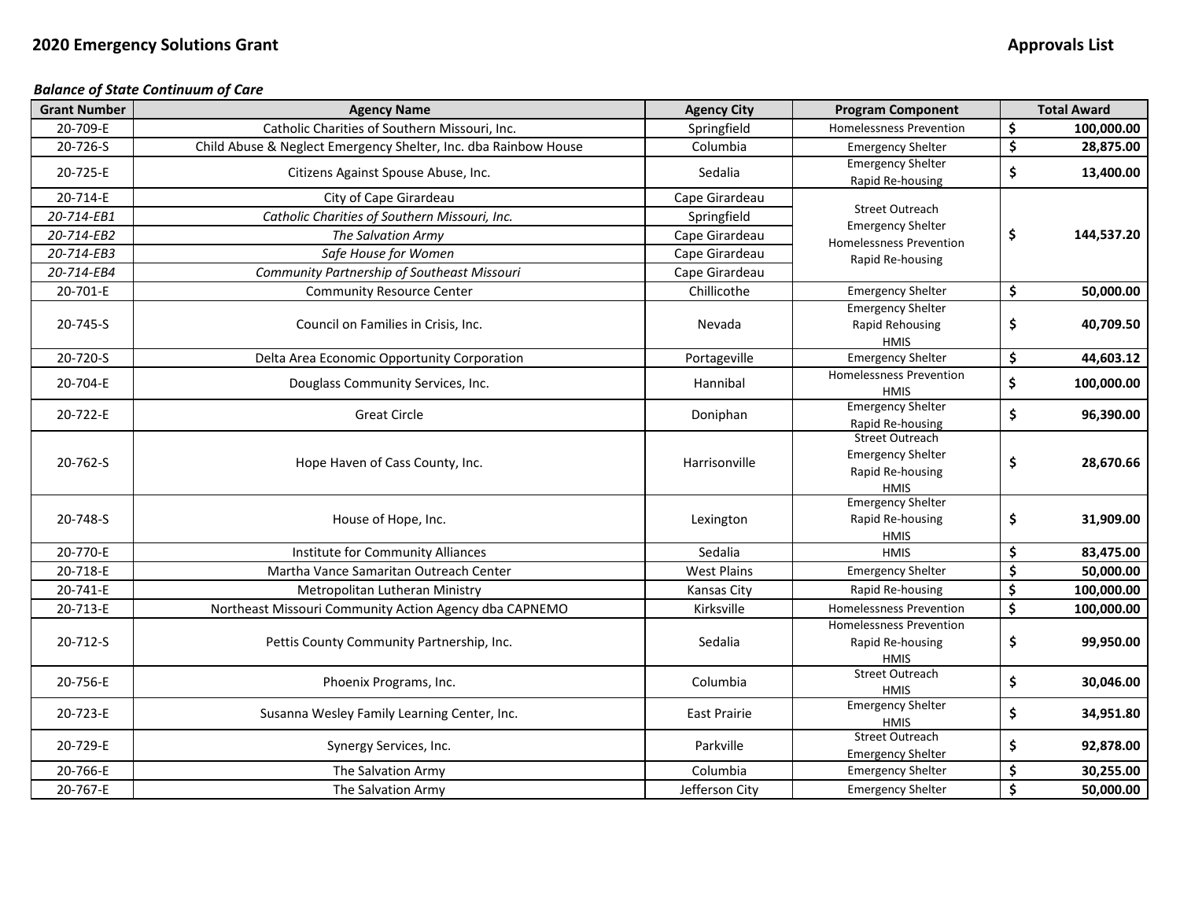**2020 Emergency Solutions Grant** **Approvals List**

***Balance of State Continuum of Care***

| Grant Number | Agency Name | Agency City | Program Component | Total Award |
|---|---|---|---|---|
| 20-709-E | Catholic Charities of Southern Missouri, Inc. | Springfield | Homelessness Prevention | $ **100,000.00** |
| 20-726-S | Child Abuse & Neglect Emergency Shelter, Inc. dba Rainbow House | Columbia | Emergency Shelter | $ **28,875.00** |
| 20-725-E | Citizens Against Spouse Abuse, Inc. | Sedalia | Emergency Shelter<br>Rapid Re-housing | $ **13,400.00** |
| 20-714-E | City of Cape Girardeau | Cape Girardeau | Street Outreach<br>Emergency Shelter<br>Homelessness Prevention<br>Rapid Re-housing | $ **144,537.20** |
| *20-714-EB1* | *Catholic Charities of Southern Missouri, Inc.* | Springfield | | |
| *20-714-EB2* | *The Salvation Army* | Cape Girardeau | | |
| *20-714-EB3* | *Safe House for Women* | Cape Girardeau | | |
| *20-714-EB4* | *Community Partnership of Southeast Missouri* | Cape Girardeau | | |
| 20-701-E | Community Resource Center | Chillicothe | Emergency Shelter | $ **50,000.00** |
| 20-745-S | Council on Families in Crisis, Inc. | Nevada | Emergency Shelter<br>Rapid Rehousing<br>HMIS | $ **40,709.50** |
| 20-720-S | Delta Area Economic Opportunity Corporation | Portageville | Emergency Shelter | $ **44,603.12** |
| 20-704-E | Douglass Community Services, Inc. | Hannibal | Homelessness Prevention<br>HMIS | $ **100,000.00** |
| 20-722-E | Great Circle | Doniphan | Emergency Shelter<br>Rapid Re-housing | $ **96,390.00** |
| 20-762-S | Hope Haven of Cass County, Inc. | Harrisonville | Street Outreach<br>Emergency Shelter<br>Rapid Re-housing<br>HMIS | $ **28,670.66** |
| 20-748-S | House of Hope, Inc. | Lexington | Emergency Shelter<br>Rapid Re-housing<br>HMIS | $ **31,909.00** |
| 20-770-E | Institute for Community Alliances | Sedalia | HMIS | $ **83,475.00** |
| 20-718-E | Martha Vance Samaritan Outreach Center | West Plains | Emergency Shelter | $ **50,000.00** |
| 20-741-E | Metropolitan Lutheran Ministry | Kansas City | Rapid Re-housing | $ **100,000.00** |
| 20-713-E | Northeast Missouri Community Action Agency dba CAPNEMO | Kirksville | Homelessness Prevention | $ **100,000.00** |
| 20-712-S | Pettis County Community Partnership, Inc. | Sedalia | Homelessness Prevention<br>Rapid Re-housing<br>HMIS | $ **99,950.00** |
| 20-756-E | Phoenix Programs, Inc. | Columbia | Street Outreach<br>HMIS | $ **30,046.00** |
| 20-723-E | Susanna Wesley Family Learning Center, Inc. | East Prairie | Emergency Shelter<br>HMIS | $ **34,951.80** |
| 20-729-E | Synergy Services, Inc. | Parkville | Street Outreach<br>Emergency Shelter | $ **92,878.00** |
| 20-766-E | The Salvation Army | Columbia | Emergency Shelter | $ **30,255.00** |
| 20-767-E | The Salvation Army | Jefferson City | Emergency Shelter | $ **50,000.00** |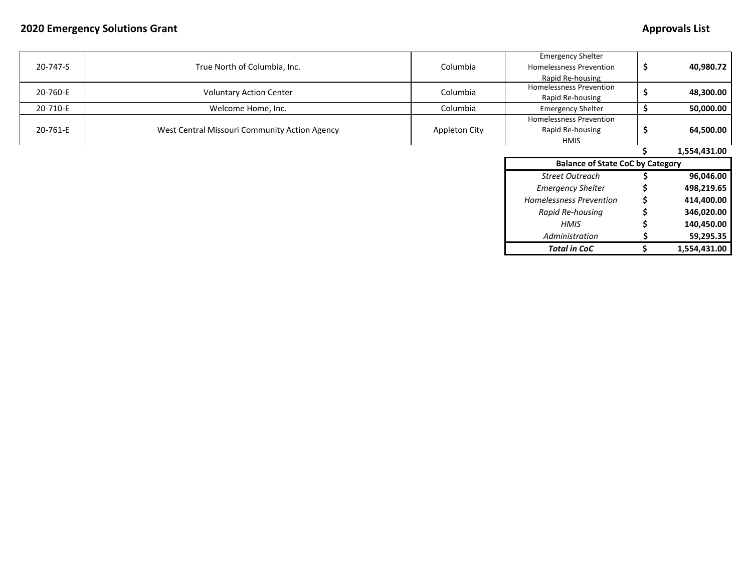**2020 Emergency Solutions Grant** **Approvals List**

| | | | | |
|---|---|---|---|---|
| 20-747-S | True North of Columbia, Inc. | Columbia | Emergency Shelter<br>Homelessness Prevention<br>Rapid Re-housing | $ 40,980.72 |
| 20-760-E | Voluntary Action Center | Columbia | Homelessness Prevention<br>Rapid Re-housing | $ 48,300.00 |
| 20-710-E | Welcome Home, Inc. | Columbia | Emergency Shelter | $ 50,000.00 |
| 20-761-E | West Central Missouri Community Action Agency | Appleton City | Homelessness Prevention<br>Rapid Re-housing<br>HMIS | $ 64,500.00 |
| | | | | **$ 1,554,431.00** |

| **Balance of State CoC by Category** | |
|---|---|
| *Street Outreach* | **$ 96,046.00** |
| *Emergency Shelter* | **$ 498,219.65** |
| *Homelessness Prevention* | **$ 414,400.00** |
| *Rapid Re-housing* | **$ 346,020.00** |
| *HMIS* | **$ 140,450.00** |
| *Administration* | **$ 59,295.35** |
| ***Total in CoC*** | **$ 1,554,431.00** |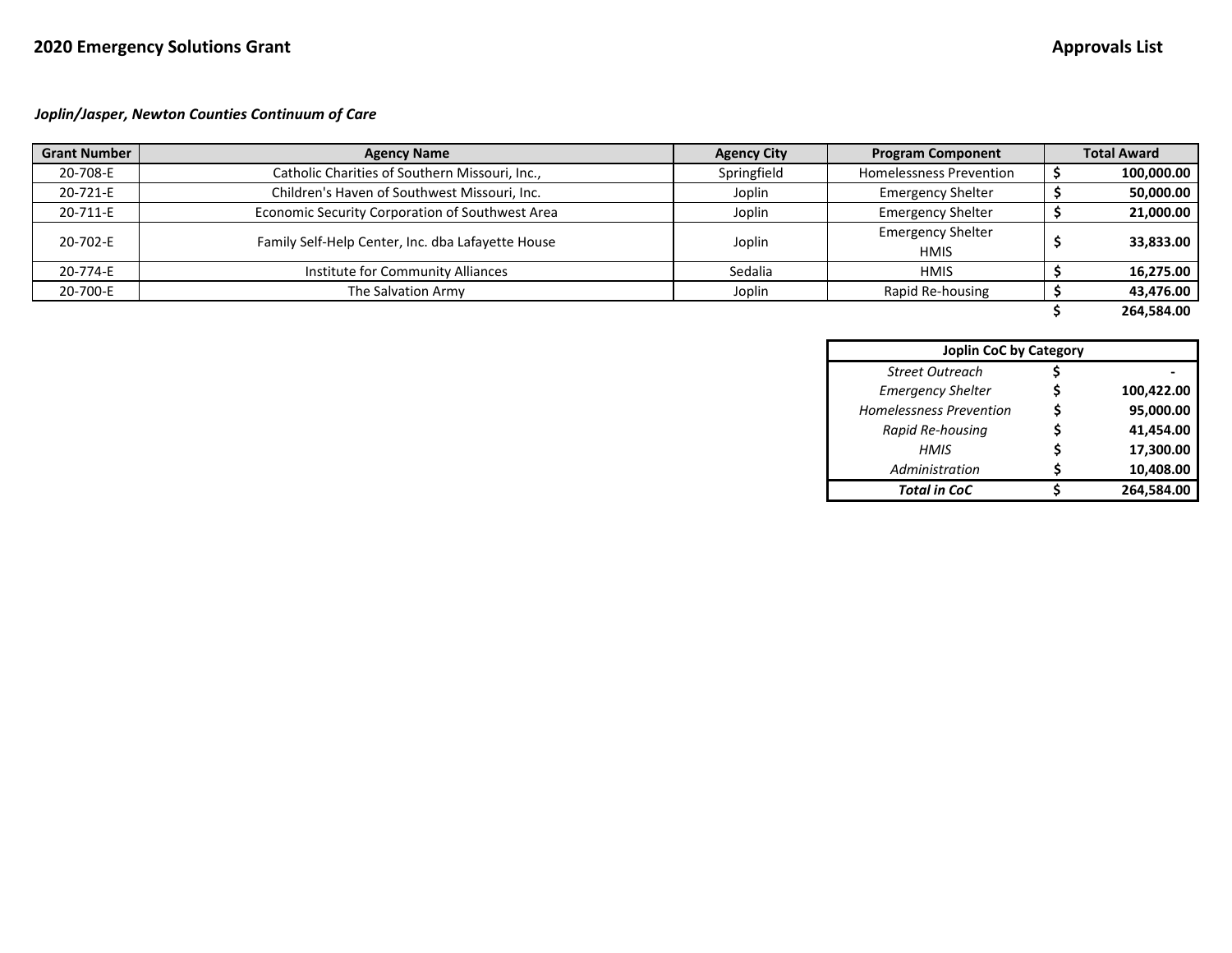**2020 Emergency Solutions Grant** **Approvals List**

***Joplin/Jasper, Newton Counties Continuum of Care***

| Grant Number | Agency Name | Agency City | Program Component | Total Award |
|---|---|---|---|---|
| 20-708-E | Catholic Charities of Southern Missouri, Inc., | Springfield | Homelessness Prevention | **$ 100,000.00** |
| 20-721-E | Children's Haven of Southwest Missouri, Inc. | Joplin | Emergency Shelter | **$ 50,000.00** |
| 20-711-E | Economic Security Corporation of Southwest Area | Joplin | Emergency Shelter | **$ 21,000.00** |
| 20-702-E | Family Self-Help Center, Inc. dba Lafayette House | Joplin | Emergency Shelter HMIS | **$ 33,833.00** |
| 20-774-E | Institute for Community Alliances | Sedalia | HMIS | **$ 16,275.00** |
| 20-700-E | The Salvation Army | Joplin | Rapid Re-housing | **$ 43,476.00** |
| | | | | **$ 264,584.00** |

| Joplin CoC by Category | |
|---|---|
| *Street Outreach* | **$ -** |
| *Emergency Shelter* | **$ 100,422.00** |
| *Homelessness Prevention* | **$ 95,000.00** |
| *Rapid Re-housing* | **$ 41,454.00** |
| *HMIS* | **$ 17,300.00** |
| *Administration* | **$ 10,408.00** |
| ***Total in CoC*** | **$ 264,584.00** |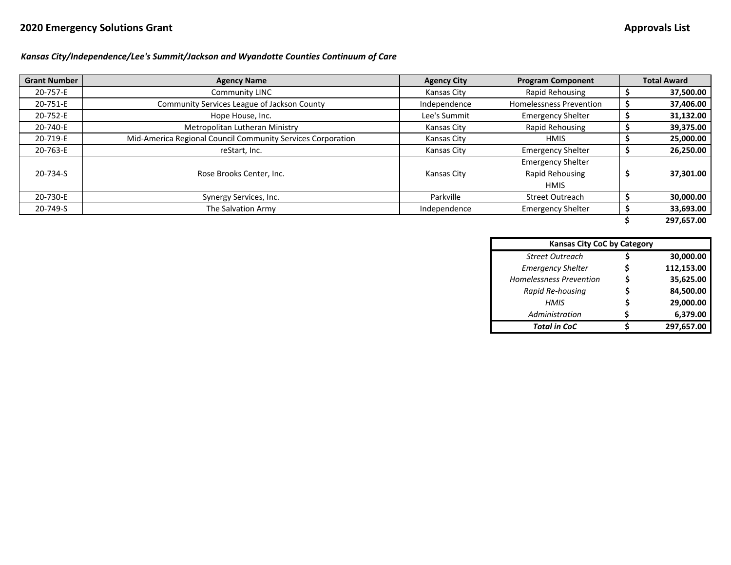**2020 Emergency Solutions Grant** **Approvals List**

***Kansas City/Independence/Lee's Summit/Jackson and Wyandotte Counties Continuum of Care***

| Grant Number | Agency Name | Agency City | Program Component | Total Award |
|---|---|---|---|---|
| 20-757-E | Community LINC | Kansas City | Rapid Rehousing | $ 37,500.00 |
| 20-751-E | Community Services League of Jackson County | Independence | Homelessness Prevention | $ 37,406.00 |
| 20-752-E | Hope House, Inc. | Lee's Summit | Emergency Shelter | $ 31,132.00 |
| 20-740-E | Metropolitan Lutheran Ministry | Kansas City | Rapid Rehousing | $ 39,375.00 |
| 20-719-E | Mid-America Regional Council Community Services Corporation | Kansas City | HMIS | $ 25,000.00 |
| 20-763-E | reStart, Inc. | Kansas City | Emergency Shelter | $ 26,250.00 |
| 20-734-S | Rose Brooks Center, Inc. | Kansas City | Emergency Shelter<br>Rapid Rehousing<br>HMIS | $ 37,301.00 |
| 20-730-E | Synergy Services, Inc. | Parkville | Street Outreach | $ 30,000.00 |
| 20-749-S | The Salvation Army | Independence | Emergency Shelter | $ 33,693.00 |
| | | | | $ 297,657.00 |

| Kansas City CoC by Category | |
|---|---|
| *Street Outreach* | $ 30,000.00 |
| *Emergency Shelter* | $ 112,153.00 |
| *Homelessness Prevention* | $ 35,625.00 |
| *Rapid Re-housing* | $ 84,500.00 |
| *HMIS* | $ 29,000.00 |
| *Administration* | $ 6,379.00 |
| ***Total in CoC*** | **$ 297,657.00** |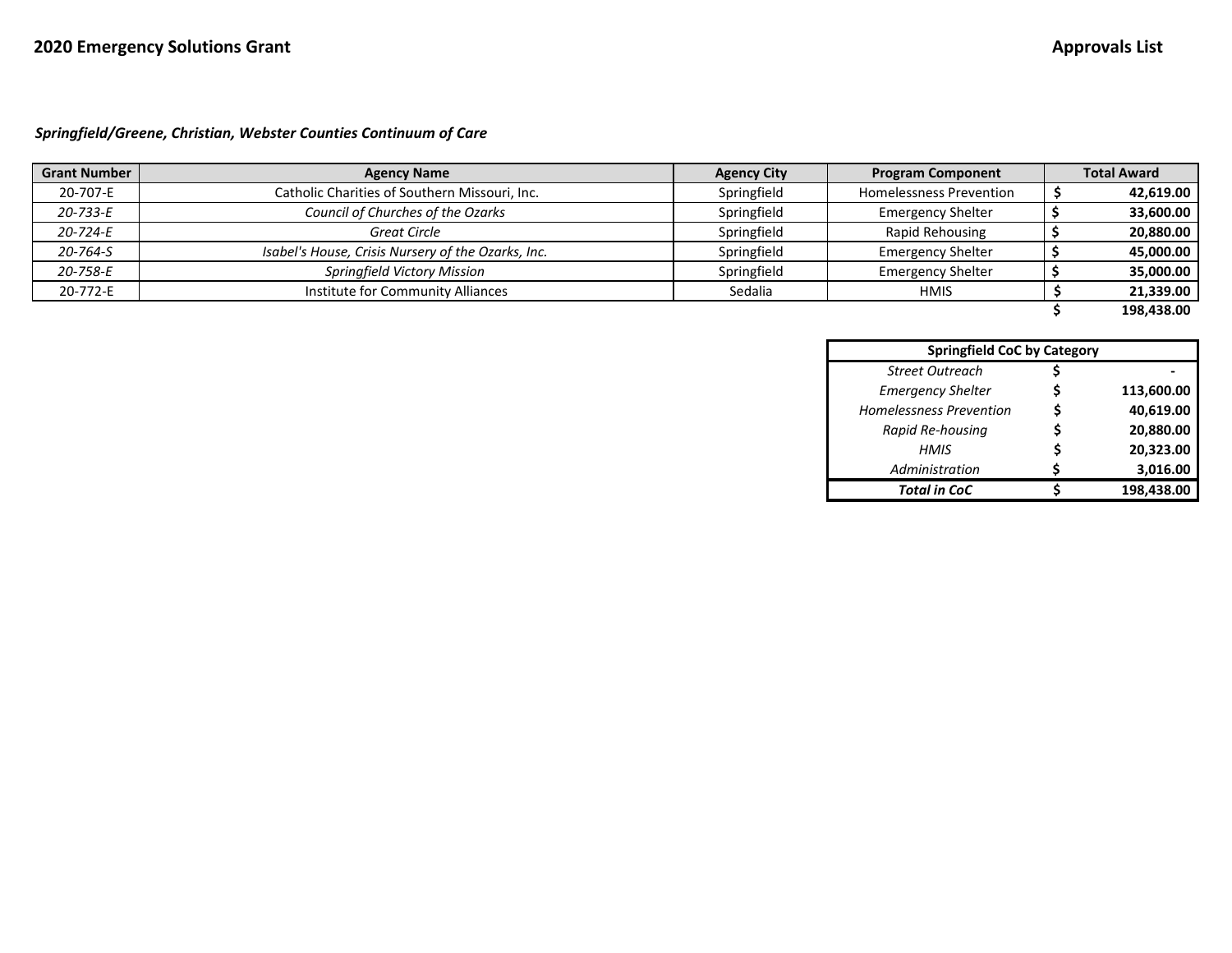**2020 Emergency Solutions Grant** **Approvals List**

***Springfield/Greene, Christian, Webster Counties Continuum of Care***

| Grant Number | Agency Name | Agency City | Program Component | Total Award |
|---|---|---|---|---|
| 20-707-E | Catholic Charities of Southern Missouri, Inc. | Springfield | Homelessness Prevention | **$ 42,619.00** |
| *20-733-E* | *Council of Churches of the Ozarks* | Springfield | Emergency Shelter | **$ 33,600.00** |
| *20-724-E* | *Great Circle* | Springfield | Rapid Rehousing | **$ 20,880.00** |
| *20-764-S* | *Isabel's House, Crisis Nursery of the Ozarks, Inc.* | Springfield | Emergency Shelter | **$ 45,000.00** |
| *20-758-E* | *Springfield Victory Mission* | Springfield | Emergency Shelter | **$ 35,000.00** |
| 20-772-E | Institute for Community Alliances | Sedalia | HMIS | **$ 21,339.00** |
| | | | | **$ 198,438.00** |

| Springfield CoC by Category | |
|---|---|
| *Street Outreach* | **$ -** |
| *Emergency Shelter* | **$ 113,600.00** |
| *Homelessness Prevention* | **$ 40,619.00** |
| *Rapid Re-housing* | **$ 20,880.00** |
| *HMIS* | **$ 20,323.00** |
| *Administration* | **$ 3,016.00** |
| ***Total in CoC*** | **$ 198,438.00** |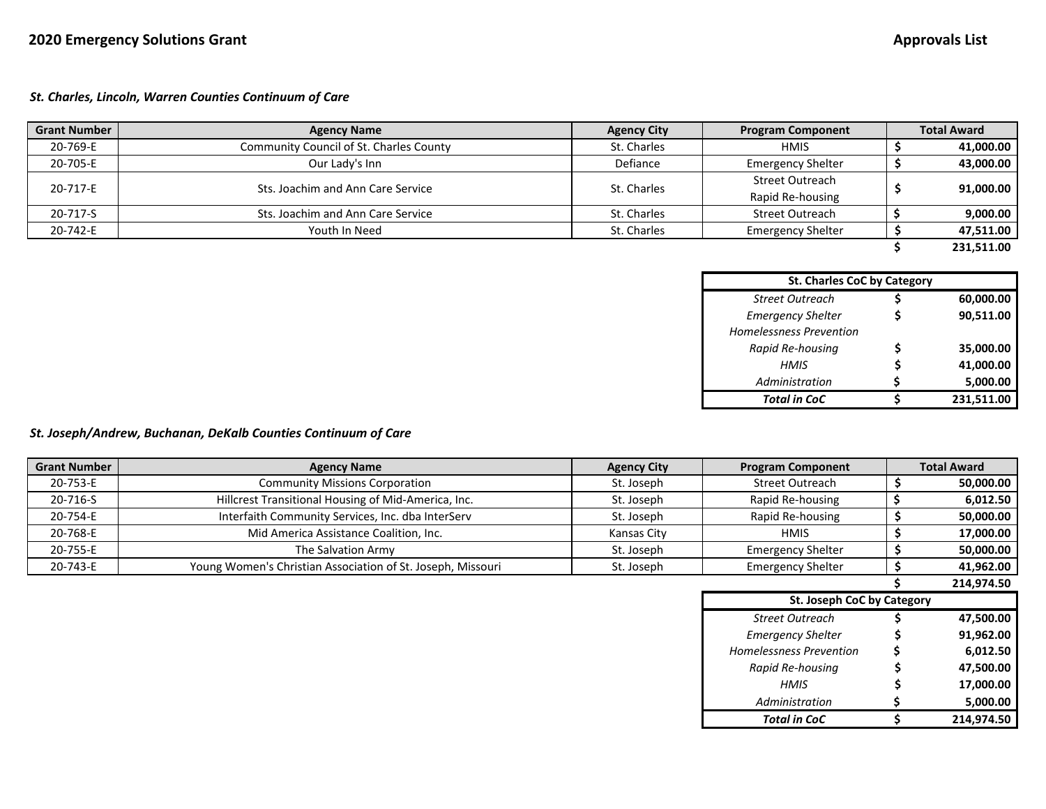**2020 Emergency Solutions Grant** **Approvals List**

***St. Charles, Lincoln, Warren Counties Continuum of Care***

| Grant Number | Agency Name | Agency City | Program Component | Total Award |
|---|---|---|---|---|
| 20-769-E | Community Council of St. Charles County | St. Charles | HMIS | $ 41,000.00 |
| 20-705-E | Our Lady's Inn | Defiance | Emergency Shelter | $ 43,000.00 |
| 20-717-E | Sts. Joachim and Ann Care Service | St. Charles | Street Outreach<br>Rapid Re-housing | $ 91,000.00 |
| 20-717-S | Sts. Joachim and Ann Care Service | St. Charles | Street Outreach | $ 9,000.00 |
| 20-742-E | Youth In Need | St. Charles | Emergency Shelter | $ 47,511.00 |
| | | | | $ 231,511.00 |

| St. Charles CoC by Category | |
|---|---|
| *Street Outreach* | $ 60,000.00 |
| *Emergency Shelter* | $ 90,511.00 |
| *Homelessness Prevention* | |
| *Rapid Re-housing* | $ 35,000.00 |
| *HMIS* | $ 41,000.00 |
| *Administration* | $ 5,000.00 |
| ***Total in CoC*** | $ 231,511.00 |

***St. Joseph/Andrew, Buchanan, DeKalb Counties Continuum of Care***

| Grant Number | Agency Name | Agency City | Program Component | Total Award |
|---|---|---|---|---|
| 20-753-E | Community Missions Corporation | St. Joseph | Street Outreach | $ 50,000.00 |
| 20-716-S | Hillcrest Transitional Housing of Mid-America, Inc. | St. Joseph | Rapid Re-housing | $ 6,012.50 |
| 20-754-E | Interfaith Community Services, Inc. dba InterServ | St. Joseph | Rapid Re-housing | $ 50,000.00 |
| 20-768-E | Mid America Assistance Coalition, Inc. | Kansas City | HMIS | $ 17,000.00 |
| 20-755-E | The Salvation Army | St. Joseph | Emergency Shelter | $ 50,000.00 |
| 20-743-E | Young Women's Christian Association of St. Joseph, Missouri | St. Joseph | Emergency Shelter | $ 41,962.00 |
| | | | | $ 214,974.50 |

| St. Joseph CoC by Category | |
|---|---|
| *Street Outreach* | $ 47,500.00 |
| *Emergency Shelter* | $ 91,962.00 |
| *Homelessness Prevention* | $ 6,012.50 |
| *Rapid Re-housing* | $ 47,500.00 |
| *HMIS* | $ 17,000.00 |
| *Administration* | $ 5,000.00 |
| ***Total in CoC*** | $ 214,974.50 |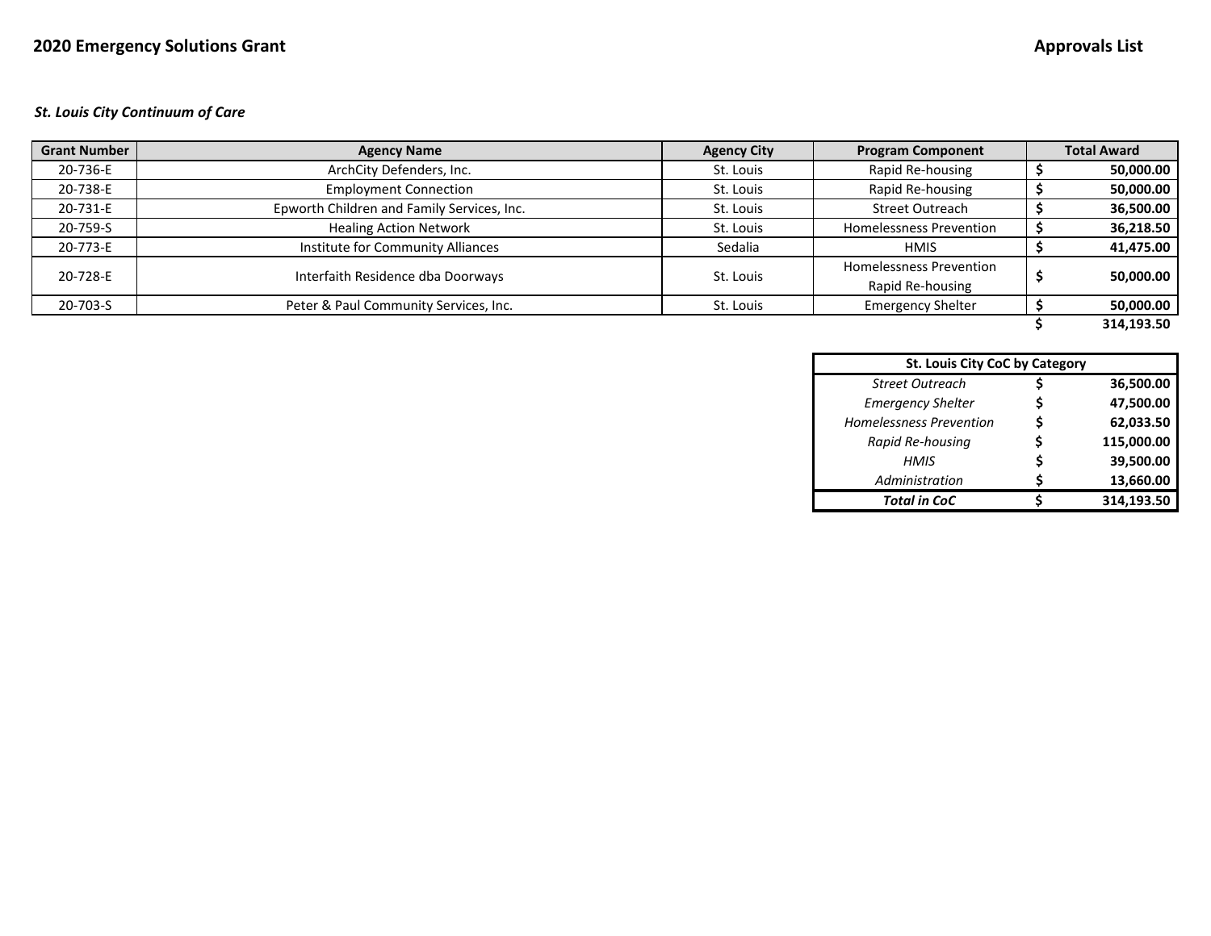**2020 Emergency Solutions Grant** **Approvals List**

***St. Louis City Continuum of Care***

| Grant Number | Agency Name | Agency City | Program Component | Total Award |
|---|---|---|---|---|
| 20-736-E | ArchCity Defenders, Inc. | St. Louis | Rapid Re-housing | $ 50,000.00 |
| 20-738-E | Employment Connection | St. Louis | Rapid Re-housing | $ 50,000.00 |
| 20-731-E | Epworth Children and Family Services, Inc. | St. Louis | Street Outreach | $ 36,500.00 |
| 20-759-S | Healing Action Network | St. Louis | Homelessness Prevention | $ 36,218.50 |
| 20-773-E | Institute for Community Alliances | Sedalia | HMIS | $ 41,475.00 |
| 20-728-E | Interfaith Residence dba Doorways | St. Louis | Homelessness Prevention<br>Rapid Re-housing | $ 50,000.00 |
| 20-703-S | Peter & Paul Community Services, Inc. | St. Louis | Emergency Shelter | $ 50,000.00 |
| | | | | **$ 314,193.50** |

| St. Louis City CoC by Category | |
|---|---|
| *Street Outreach* | **$ 36,500.00** |
| *Emergency Shelter* | **$ 47,500.00** |
| *Homelessness Prevention* | **$ 62,033.50** |
| *Rapid Re-housing* | **$ 115,000.00** |
| *HMIS* | **$ 39,500.00** |
| *Administration* | **$ 13,660.00** |
| ***Total in CoC*** | **$ 314,193.50** |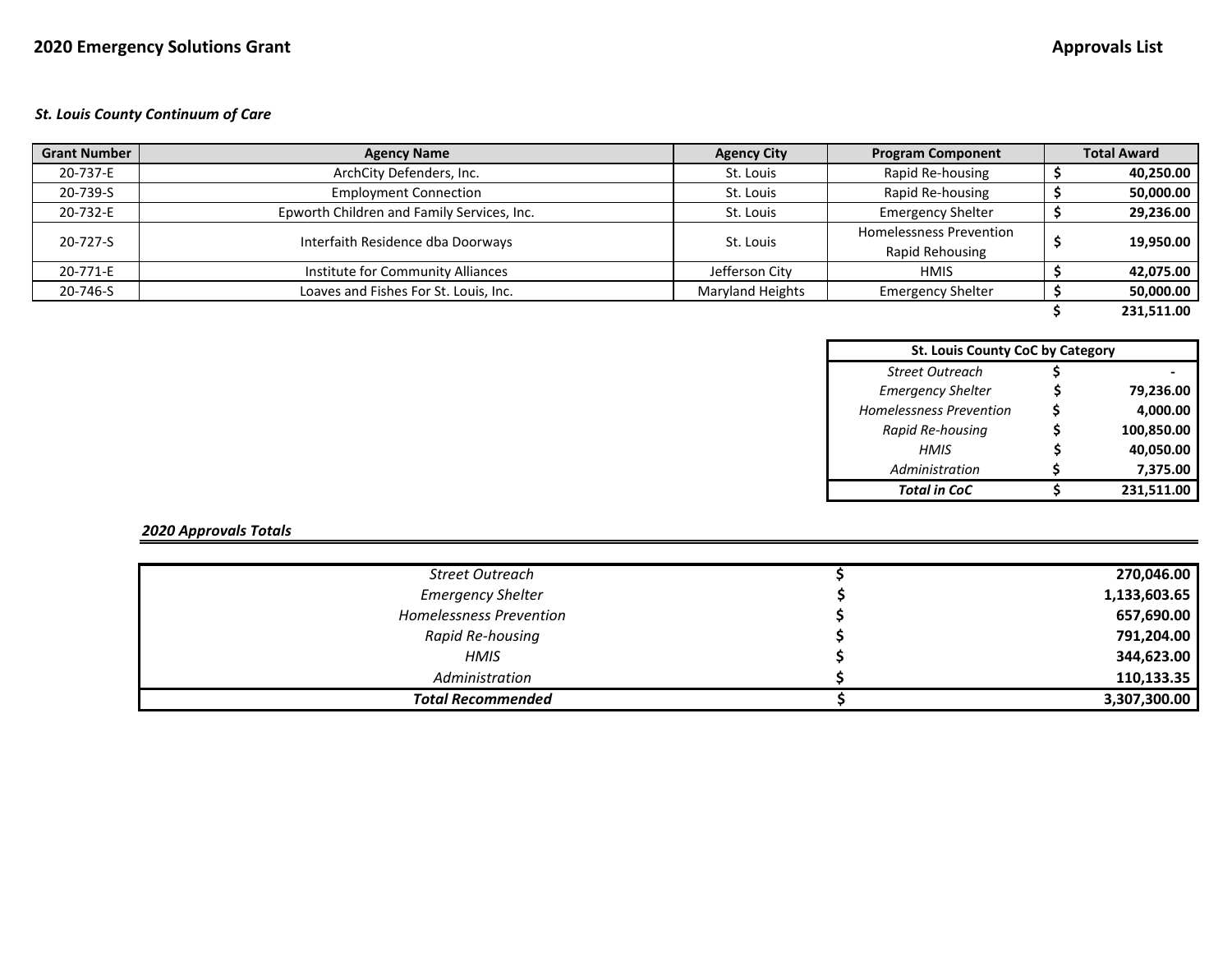**2020 Emergency Solutions Grant** **Approvals List**

***St. Louis County Continuum of Care***

| Grant Number | Agency Name | Agency City | Program Component | Total Award |
|---|---|---|---|---|
| 20-737-E | ArchCity Defenders, Inc. | St. Louis | Rapid Re-housing | $ 40,250.00 |
| 20-739-S | Employment Connection | St. Louis | Rapid Re-housing | $ 50,000.00 |
| 20-732-E | Epworth Children and Family Services, Inc. | St. Louis | Emergency Shelter | $ 29,236.00 |
| 20-727-S | Interfaith Residence dba Doorways | St. Louis | Homelessness Prevention<br>Rapid Rehousing | $ 19,950.00 |
| 20-771-E | Institute for Community Alliances | Jefferson City | HMIS | $ 42,075.00 |
| 20-746-S | Loaves and Fishes For St. Louis, Inc. | Maryland Heights | Emergency Shelter | $ 50,000.00 |
| | | | | $ 231,511.00 |

| St. Louis County CoC by Category | |
|---|---|
| *Street Outreach* | $ - |
| *Emergency Shelter* | $ 79,236.00 |
| *Homelessness Prevention* | $ 4,000.00 |
| *Rapid Re-housing* | $ 100,850.00 |
| *HMIS* | $ 40,050.00 |
| *Administration* | $ 7,375.00 |
| ***Total in CoC*** | **$ 231,511.00** |

***2020 Approvals Totals***

| | |
|---|---|
| *Street Outreach* | $ 270,046.00 |
| *Emergency Shelter* | $ 1,133,603.65 |
| *Homelessness Prevention* | $ 657,690.00 |
| *Rapid Re-housing* | $ 791,204.00 |
| *HMIS* | $ 344,623.00 |
| *Administration* | $ 110,133.35 |
| ***Total Recommended*** | **$ 3,307,300.00** |